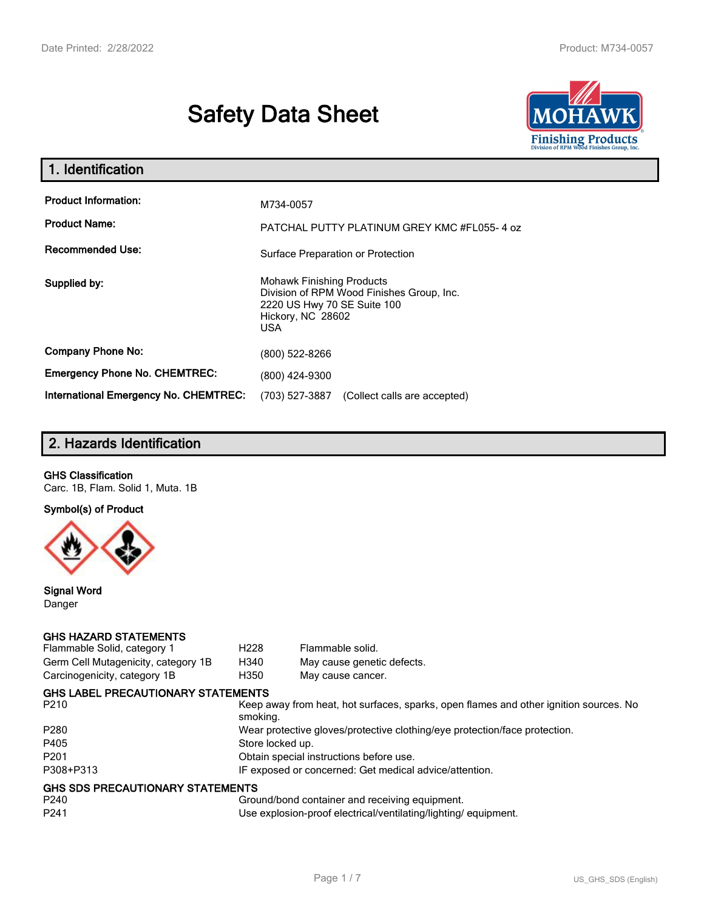# Safety Data Sheet

## 1. Identification

| | |
|---|---|
| **Product Information:** | M734-0057 |
| **Product Name:** | PATCHAL PUTTY PLATINUM GREY KMC #FL055- 4 oz |
| **Recommended Use:** | Surface Preparation or Protection |
| **Supplied by:** | Mohawk Finishing Products<br>Division of RPM Wood Finishes Group, Inc.<br>2220 US Hwy 70 SE Suite 100<br>Hickory, NC 28602<br>USA |
| **Company Phone No:** | (800) 522-8266 |
| **Emergency Phone No. CHEMTREC:** | (800) 424-9300 |
| **International Emergency No. CHEMTREC:** | (703) 527-3887 (Collect calls are accepted) |

## 2. Hazards Identification

**GHS Classification**

Carc. 1B, Flam. Solid 1, Muta. 1B

**Symbol(s) of Product**

**Signal Word**

Danger

**GHS HAZARD STATEMENTS**

| | | |
|---|---|---|
| Flammable Solid, category 1 | H228 | Flammable solid. |
| Germ Cell Mutagenicity, category 1B | H340 | May cause genetic defects. |
| Carcinogenicity, category 1B | H350 | May cause cancer. |

**GHS LABEL PRECAUTIONARY STATEMENTS**

| | |
|---|---|
| P210 | Keep away from heat, hot surfaces, sparks, open flames and other ignition sources. No smoking. |
| P280 | Wear protective gloves/protective clothing/eye protection/face protection. |
| P405 | Store locked up. |
| P201 | Obtain special instructions before use. |
| P308+P313 | IF exposed or concerned: Get medical advice/attention. |

**GHS SDS PRECAUTIONARY STATEMENTS**

| | |
|---|---|
| P240 | Ground/bond container and receiving equipment. |
| P241 | Use explosion-proof electrical/ventilating/lighting/ equipment. |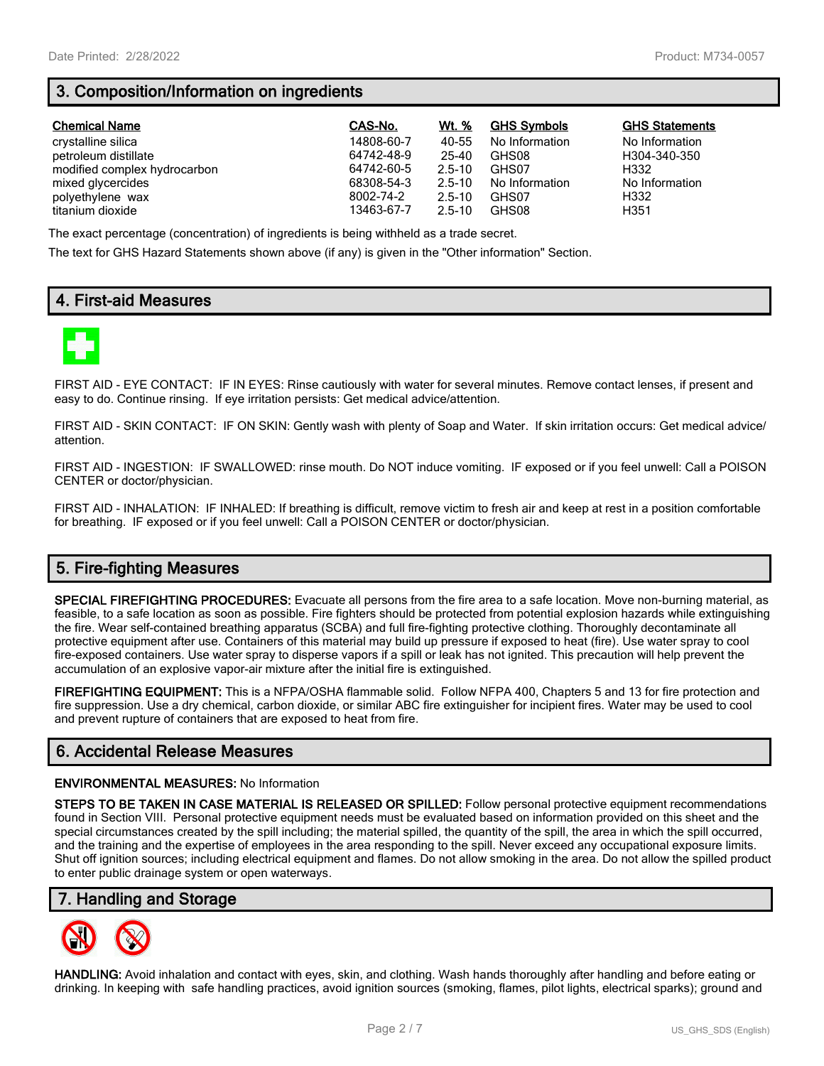## 3. Composition/Information on ingredients

| Chemical Name | CAS-No. | Wt. % | GHS Symbols | GHS Statements |
|---|---|---|---|---|
| crystalline silica | 14808-60-7 | 40-55 | No Information | No Information |
| petroleum distillate | 64742-48-9 | 25-40 | GHS08 | H304-340-350 |
| modified complex hydrocarbon | 64742-60-5 | 2.5-10 | GHS07 | H332 |
| mixed glycercides | 68308-54-3 | 2.5-10 | No Information | No Information |
| polyethylene wax | 8002-74-2 | 2.5-10 | GHS07 | H332 |
| titanium dioxide | 13463-67-7 | 2.5-10 | GHS08 | H351 |

The exact percentage (concentration) of ingredients is being withheld as a trade secret.

The text for GHS Hazard Statements shown above (if any) is given in the "Other information" Section.

## 4. First-aid Measures

FIRST AID - EYE CONTACT: IF IN EYES: Rinse cautiously with water for several minutes. Remove contact lenses, if present and easy to do. Continue rinsing. If eye irritation persists: Get medical advice/attention.

FIRST AID - SKIN CONTACT: IF ON SKIN: Gently wash with plenty of Soap and Water. If skin irritation occurs: Get medical advice/attention.

FIRST AID - INGESTION: IF SWALLOWED: rinse mouth. Do NOT induce vomiting. IF exposed or if you feel unwell: Call a POISON CENTER or doctor/physician.

FIRST AID - INHALATION: IF INHALED: If breathing is difficult, remove victim to fresh air and keep at rest in a position comfortable for breathing. IF exposed or if you feel unwell: Call a POISON CENTER or doctor/physician.

## 5. Fire-fighting Measures

**SPECIAL FIREFIGHTING PROCEDURES:** Evacuate all persons from the fire area to a safe location. Move non-burning material, as feasible, to a safe location as soon as possible. Fire fighters should be protected from potential explosion hazards while extinguishing the fire. Wear self-contained breathing apparatus (SCBA) and full fire-fighting protective clothing. Thoroughly decontaminate all protective equipment after use. Containers of this material may build up pressure if exposed to heat (fire). Use water spray to cool fire-exposed containers. Use water spray to disperse vapors if a spill or leak has not ignited. This precaution will help prevent the accumulation of an explosive vapor-air mixture after the initial fire is extinguished.

**FIREFIGHTING EQUIPMENT:** This is a NFPA/OSHA flammable solid. Follow NFPA 400, Chapters 5 and 13 for fire protection and fire suppression. Use a dry chemical, carbon dioxide, or similar ABC fire extinguisher for incipient fires. Water may be used to cool and prevent rupture of containers that are exposed to heat from fire.

## 6. Accidental Release Measures

**ENVIRONMENTAL MEASURES:** No Information

**STEPS TO BE TAKEN IN CASE MATERIAL IS RELEASED OR SPILLED:** Follow personal protective equipment recommendations found in Section VIII. Personal protective equipment needs must be evaluated based on information provided on this sheet and the special circumstances created by the spill including; the material spilled, the quantity of the spill, the area in which the spill occurred, and the training and the expertise of employees in the area responding to the spill. Never exceed any occupational exposure limits. Shut off ignition sources; including electrical equipment and flames. Do not allow smoking in the area. Do not allow the spilled product to enter public drainage system or open waterways.

## 7. Handling and Storage

**HANDLING:** Avoid inhalation and contact with eyes, skin, and clothing. Wash hands thoroughly after handling and before eating or drinking. In keeping with safe handling practices, avoid ignition sources (smoking, flames, pilot lights, electrical sparks); ground and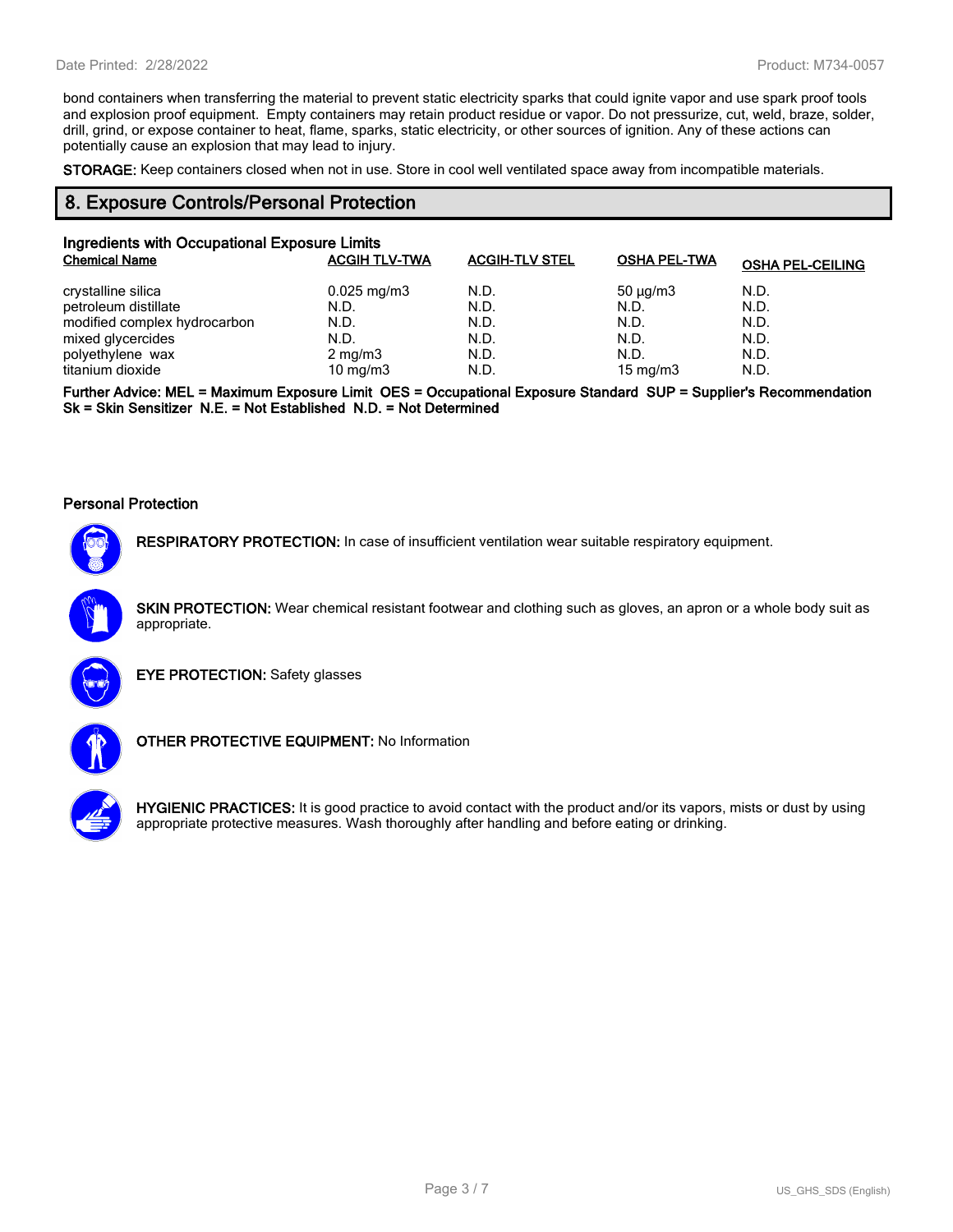bond containers when transferring the material to prevent static electricity sparks that could ignite vapor and use spark proof tools and explosion proof equipment.  Empty containers may retain product residue or vapor. Do not pressurize, cut, weld, braze, solder, drill, grind, or expose container to heat, flame, sparks, static electricity, or other sources of ignition. Any of these actions can potentially cause an explosion that may lead to injury.

**STORAGE:** Keep containers closed when not in use. Store in cool well ventilated space away from incompatible materials.

## 8. Exposure Controls/Personal Protection

### Ingredients with Occupational Exposure Limits

| Chemical Name | ACGIH TLV-TWA | ACGIH-TLV STEL | OSHA PEL-TWA | OSHA PEL-CEILING |
|---|---|---|---|---|
| crystalline silica | 0.025 mg/m3 | N.D. | 50 µg/m3 | N.D. |
| petroleum distillate | N.D. | N.D. | N.D. | N.D. |
| modified complex hydrocarbon | N.D. | N.D. | N.D. | N.D. |
| mixed glycercides | N.D. | N.D. | N.D. | N.D. |
| polyethylene  wax | 2 mg/m3 | N.D. | N.D. | N.D. |
| titanium dioxide | 10 mg/m3 | N.D. | 15 mg/m3 | N.D. |

**Further Advice: MEL = Maximum Exposure Limit  OES = Occupational Exposure Standard  SUP = Supplier's Recommendation  Sk = Skin Sensitizer  N.E. = Not Established  N.D. = Not Determined**

### Personal Protection

**RESPIRATORY PROTECTION:** In case of insufficient ventilation wear suitable respiratory equipment.

**SKIN PROTECTION:** Wear chemical resistant footwear and clothing such as gloves, an apron or a whole body suit as appropriate.

**EYE PROTECTION:** Safety glasses

**OTHER PROTECTIVE EQUIPMENT:** No Information

**HYGIENIC PRACTICES:** It is good practice to avoid contact with the product and/or its vapors, mists or dust by using appropriate protective measures. Wash thoroughly after handling and before eating or drinking.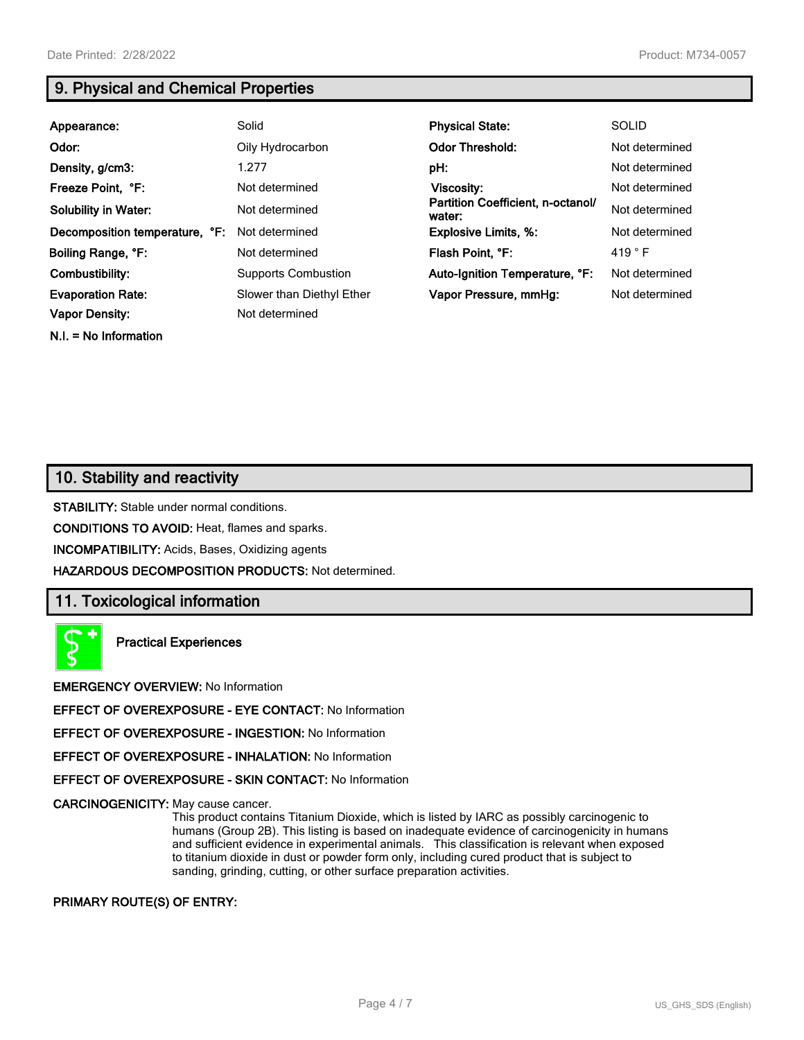## 9. Physical and Chemical Properties

| | | | |
|---|---|---|---|
| **Appearance:** | Solid | **Physical State:** | SOLID |
| **Odor:** | Oily Hydrocarbon | **Odor Threshold:** | Not determined |
| **Density, g/cm3:** | 1.277 | **pH:** | Not determined |
| **Freeze Point, °F:** | Not determined | **Viscosity:** | Not determined |
| **Solubility in Water:** | Not determined | **Partition Coefficient, n-octanol/ water:** | Not determined |
| **Decomposition temperature, °F:** | Not determined | **Explosive Limits, %:** | Not determined |
| **Boiling Range, °F:** | Not determined | **Flash Point, °F:** | 419 ° F |
| **Combustibility:** | Supports Combustion | **Auto-Ignition Temperature, °F:** | Not determined |
| **Evaporation Rate:** | Slower than Diethyl Ether | **Vapor Pressure, mmHg:** | Not determined |
| **Vapor Density:** | Not determined | | |

**N.I. = No Information**

## 10. Stability and reactivity

**STABILITY:** Stable under normal conditions.

**CONDITIONS TO AVOID:** Heat, flames and sparks.

**INCOMPATIBILITY:** Acids, Bases, Oxidizing agents

**HAZARDOUS DECOMPOSITION PRODUCTS:** Not determined.

## 11. Toxicological information

**Practical Experiences**

**EMERGENCY OVERVIEW:** No Information

**EFFECT OF OVEREXPOSURE - EYE CONTACT:** No Information

**EFFECT OF OVEREXPOSURE - INGESTION:** No Information

**EFFECT OF OVEREXPOSURE - INHALATION:** No Information

**EFFECT OF OVEREXPOSURE - SKIN CONTACT:** No Information

**CARCINOGENICITY:** May cause cancer.

This product contains Titanium Dioxide, which is listed by IARC as possibly carcinogenic to humans (Group 2B). This listing is based on inadequate evidence of carcinogenicity in humans and sufficient evidence in experimental animals. This classification is relevant when exposed to titanium dioxide in dust or powder form only, including cured product that is subject to sanding, grinding, cutting, or other surface preparation activities.

**PRIMARY ROUTE(S) OF ENTRY:**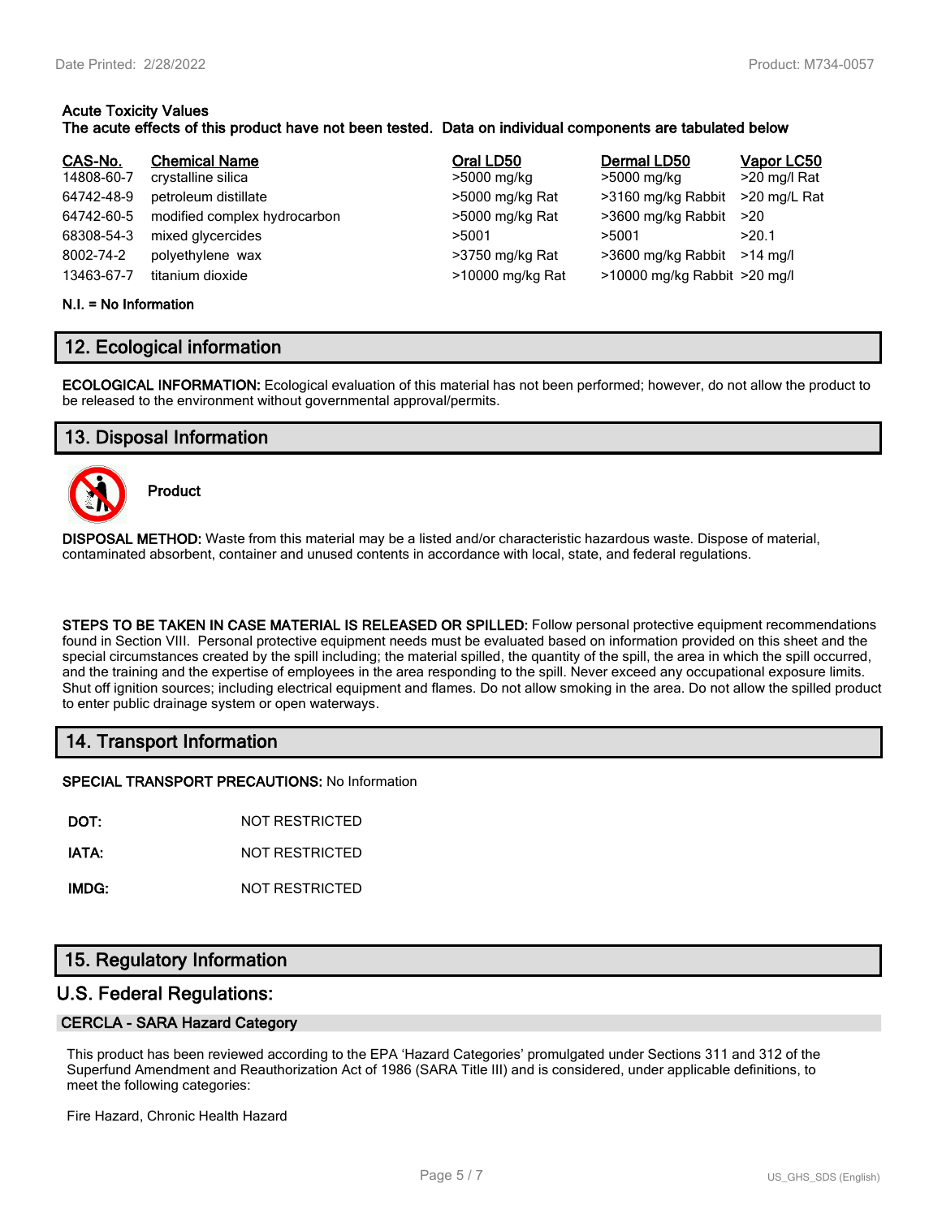**Acute Toxicity Values**
**The acute effects of this product have not been tested. Data on individual components are tabulated below**

| CAS-No. | Chemical Name | Oral LD50 | Dermal LD50 | Vapor LC50 |
|---|---|---|---|---|
| 14808-60-7 | crystalline silica | >5000 mg/kg | >5000 mg/kg | >20 mg/l Rat |
| 64742-48-9 | petroleum distillate | >5000 mg/kg Rat | >3160 mg/kg Rabbit | >20 mg/L Rat |
| 64742-60-5 | modified complex hydrocarbon | >5000 mg/kg Rat | >3600 mg/kg Rabbit | >20 |
| 68308-54-3 | mixed glycercides | >5001 | >5001 | >20.1 |
| 8002-74-2 | polyethylene wax | >3750 mg/kg Rat | >3600 mg/kg Rabbit | >14 mg/l |
| 13463-67-7 | titanium dioxide | >10000 mg/kg Rat | >10000 mg/kg Rabbit | >20 mg/l |

**N.I. = No Information**

## 12. Ecological information

**ECOLOGICAL INFORMATION:** Ecological evaluation of this material has not been performed; however, do not allow the product to be released to the environment without governmental approval/permits.

## 13. Disposal Information

**Product**

**DISPOSAL METHOD:** Waste from this material may be a listed and/or characteristic hazardous waste. Dispose of material, contaminated absorbent, container and unused contents in accordance with local, state, and federal regulations.

**STEPS TO BE TAKEN IN CASE MATERIAL IS RELEASED OR SPILLED:** Follow personal protective equipment recommendations found in Section VIII. Personal protective equipment needs must be evaluated based on information provided on this sheet and the special circumstances created by the spill including; the material spilled, the quantity of the spill, the area in which the spill occurred, and the training and the expertise of employees in the area responding to the spill. Never exceed any occupational exposure limits. Shut off ignition sources; including electrical equipment and flames. Do not allow smoking in the area. Do not allow the spilled product to enter public drainage system or open waterways.

## 14. Transport Information

**SPECIAL TRANSPORT PRECAUTIONS:** No Information

**DOT:** NOT RESTRICTED

**IATA:** NOT RESTRICTED

**IMDG:** NOT RESTRICTED

## 15. Regulatory Information

## U.S. Federal Regulations:

### CERCLA - SARA Hazard Category

This product has been reviewed according to the EPA 'Hazard Categories' promulgated under Sections 311 and 312 of the Superfund Amendment and Reauthorization Act of 1986 (SARA Title III) and is considered, under applicable definitions, to meet the following categories:

Fire Hazard, Chronic Health Hazard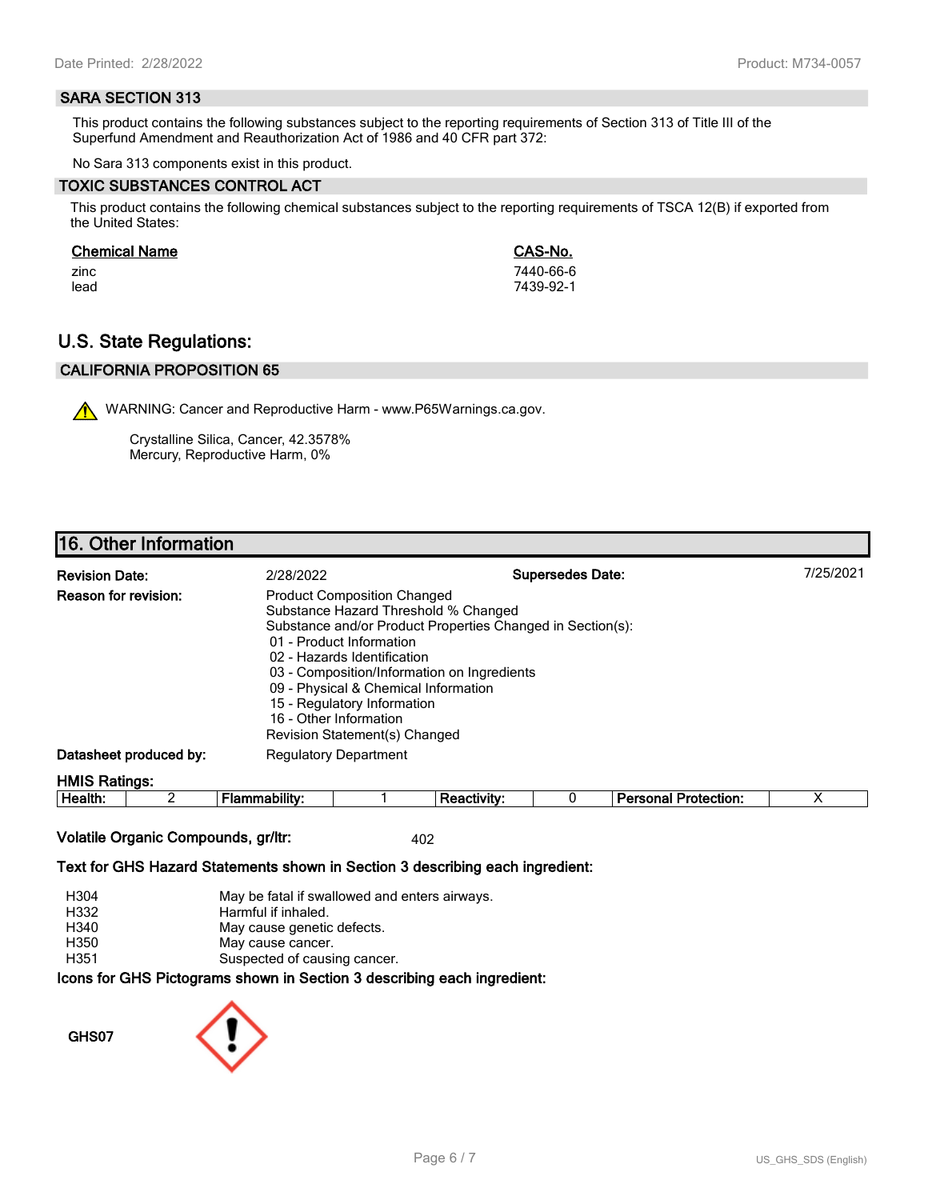### SARA SECTION 313

This product contains the following substances subject to the reporting requirements of Section 313 of Title III of the Superfund Amendment and Reauthorization Act of 1986 and 40 CFR part 372:

No Sara 313 components exist in this product.

### TOXIC SUBSTANCES CONTROL ACT

This product contains the following chemical substances subject to the reporting requirements of TSCA 12(B) if exported from the United States:

| Chemical Name | CAS-No. |
| --- | --- |
| zinc | 7440-66-6 |
| lead | 7439-92-1 |

## U.S. State Regulations:

### CALIFORNIA PROPOSITION 65

WARNING: Cancer and Reproductive Harm - www.P65Warnings.ca.gov.

Crystalline Silica, Cancer, 42.3578%
Mercury, Reproductive Harm, 0%

## 16. Other Information

**Revision Date:** 2/28/2022 **Supersedes Date:** 7/25/2021

**Reason for revision:** Product Composition Changed
Substance Hazard Threshold % Changed
Substance and/or Product Properties Changed in Section(s):
01 - Product Information
02 - Hazards Identification
03 - Composition/Information on Ingredients
09 - Physical & Chemical Information
15 - Regulatory Information
16 - Other Information
Revision Statement(s) Changed

**Datasheet produced by:** Regulatory Department

**HMIS Ratings:**

| Health: | 2 | Flammability: | 1 | Reactivity: | 0 | Personal Protection: | X |
| --- | --- | --- | --- | --- | --- | --- | --- |

**Volatile Organic Compounds, gr/ltr:** 402

**Text for GHS Hazard Statements shown in Section 3 describing each ingredient:**

| | |
| --- | --- |
| H304 | May be fatal if swallowed and enters airways. |
| H332 | Harmful if inhaled. |
| H340 | May cause genetic defects. |
| H350 | May cause cancer. |
| H351 | Suspected of causing cancer. |

**Icons for GHS Pictograms shown in Section 3 describing each ingredient:**

GHS07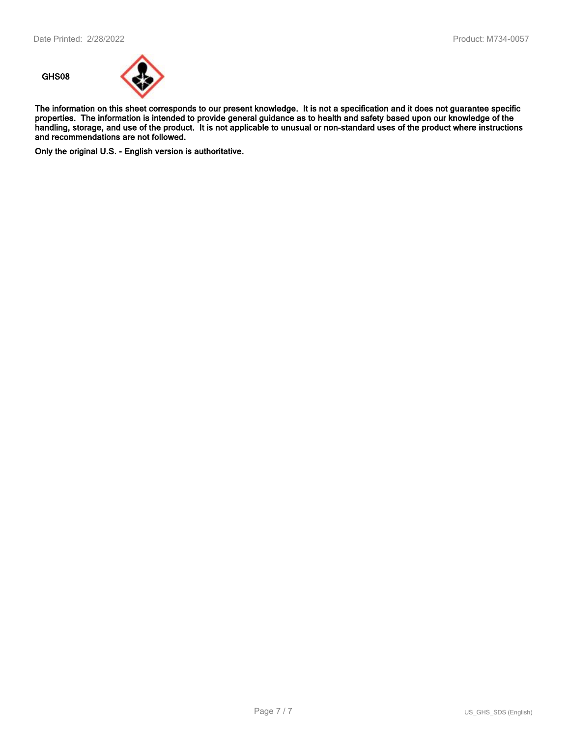GHS08

**The information on this sheet corresponds to our present knowledge. It is not a specification and it does not guarantee specific properties. The information is intended to provide general guidance as to health and safety based upon our knowledge of the handling, storage, and use of the product. It is not applicable to unusual or non-standard uses of the product where instructions and recommendations are not followed.**

**Only the original U.S. - English version is authoritative.**